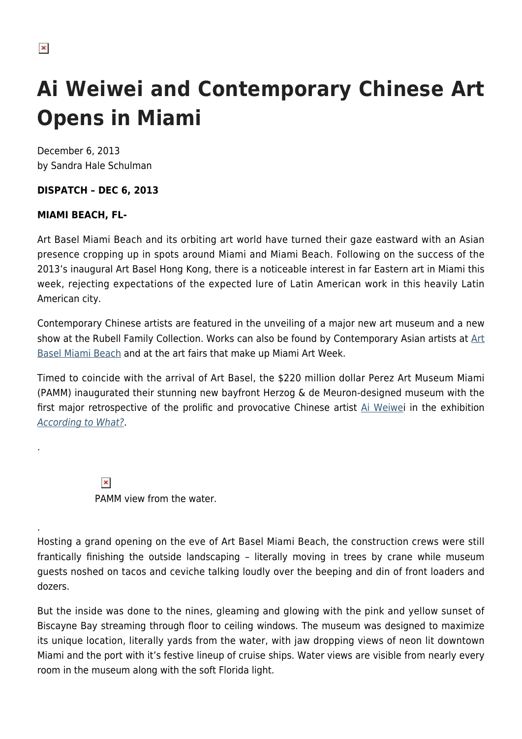# Ai Weiwei and Contemporary Chinese Art Opens in Miami

December 6, 2013
by Sandra Hale Schulman

**DISPATCH – DEC 6, 2013**

**MIAMI BEACH, FL-**

Art Basel Miami Beach and its orbiting art world have turned their gaze eastward with an Asian presence cropping up in spots around Miami and Miami Beach. Following on the success of the 2013's inaugural Art Basel Hong Kong, there is a noticeable interest in far Eastern art in Miami this week, rejecting expectations of the expected lure of Latin American work in this heavily Latin American city.

Contemporary Chinese artists are featured in the unveiling of a major new art museum and a new show at the Rubell Family Collection. Works can also be found by Contemporary Asian artists at Art Basel Miami Beach and at the art fairs that make up Miami Art Week.

Timed to coincide with the arrival of Art Basel, the $220 million dollar Perez Art Museum Miami (PAMM) inaugurated their stunning new bayfront Herzog & de Meuron-designed museum with the first major retrospective of the prolific and provocative Chinese artist Ai Weiwei in the exhibition *According to What?*.

.

PAMM view from the water.

.

Hosting a grand opening on the eve of Art Basel Miami Beach, the construction crews were still frantically finishing the outside landscaping – literally moving in trees by crane while museum guests noshed on tacos and ceviche talking loudly over the beeping and din of front loaders and dozers.

But the inside was done to the nines, gleaming and glowing with the pink and yellow sunset of Biscayne Bay streaming through floor to ceiling windows. The museum was designed to maximize its unique location, literally yards from the water, with jaw dropping views of neon lit downtown Miami and the port with it's festive lineup of cruise ships. Water views are visible from nearly every room in the museum along with the soft Florida light.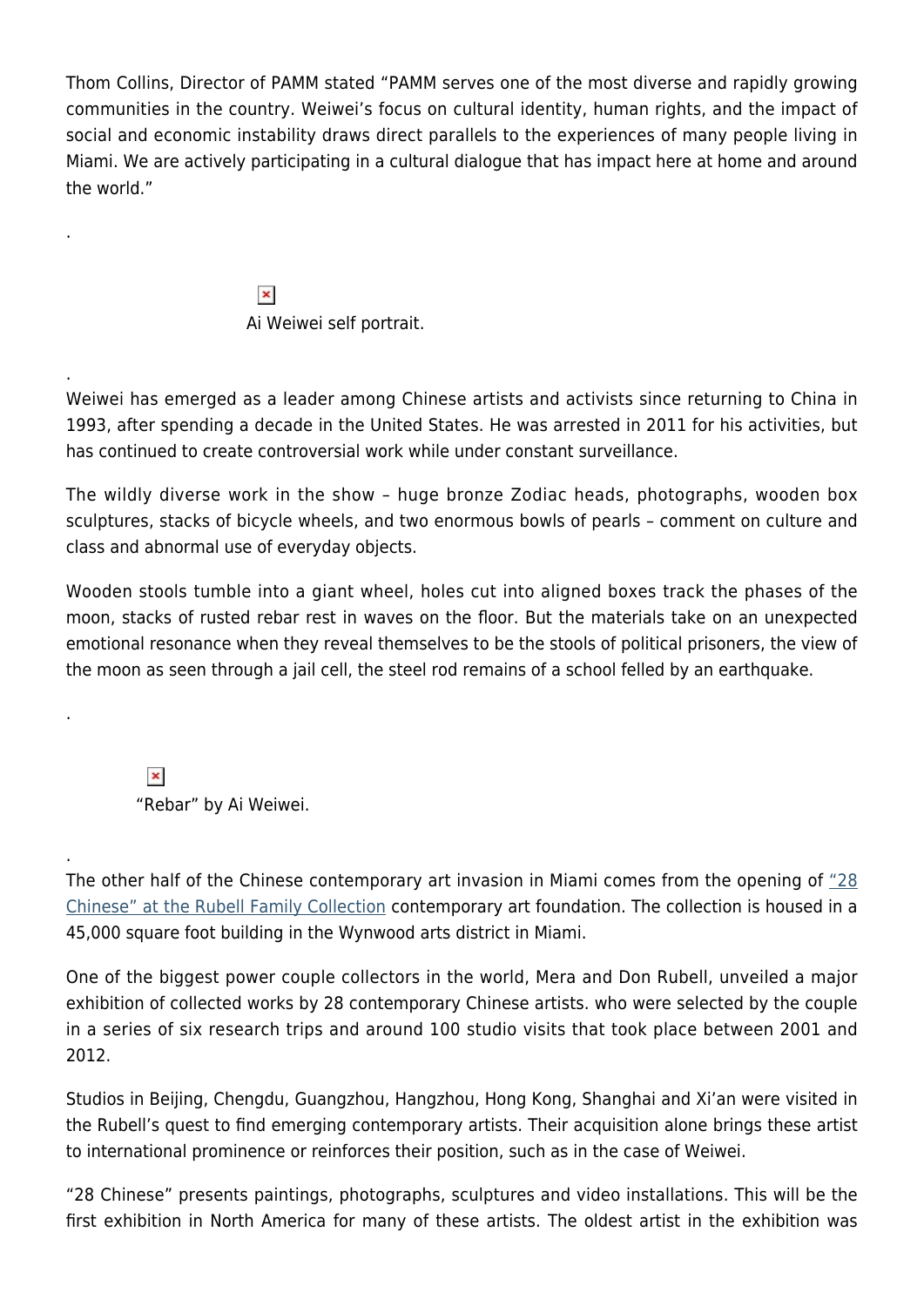Thom Collins, Director of PAMM stated "PAMM serves one of the most diverse and rapidly growing communities in the country. Weiwei's focus on cultural identity, human rights, and the impact of social and economic instability draws direct parallels to the experiences of many people living in Miami. We are actively participating in a cultural dialogue that has impact here at home and around the world."

.

Ai Weiwei self portrait.

.

Weiwei has emerged as a leader among Chinese artists and activists since returning to China in 1993, after spending a decade in the United States. He was arrested in 2011 for his activities, but has continued to create controversial work while under constant surveillance.

The wildly diverse work in the show – huge bronze Zodiac heads, photographs, wooden box sculptures, stacks of bicycle wheels, and two enormous bowls of pearls – comment on culture and class and abnormal use of everyday objects.

Wooden stools tumble into a giant wheel, holes cut into aligned boxes track the phases of the moon, stacks of rusted rebar rest in waves on the floor. But the materials take on an unexpected emotional resonance when they reveal themselves to be the stools of political prisoners, the view of the moon as seen through a jail cell, the steel rod remains of a school felled by an earthquake.

.

"Rebar" by Ai Weiwei.

.

The other half of the Chinese contemporary art invasion in Miami comes from the opening of "28 Chinese" at the Rubell Family Collection contemporary art foundation. The collection is housed in a 45,000 square foot building in the Wynwood arts district in Miami.

One of the biggest power couple collectors in the world, Mera and Don Rubell, unveiled a major exhibition of collected works by 28 contemporary Chinese artists. who were selected by the couple in a series of six research trips and around 100 studio visits that took place between 2001 and 2012.

Studios in Beijing, Chengdu, Guangzhou, Hangzhou, Hong Kong, Shanghai and Xi'an were visited in the Rubell's quest to find emerging contemporary artists. Their acquisition alone brings these artist to international prominence or reinforces their position, such as in the case of Weiwei.

"28 Chinese" presents paintings, photographs, sculptures and video installations. This will be the first exhibition in North America for many of these artists. The oldest artist in the exhibition was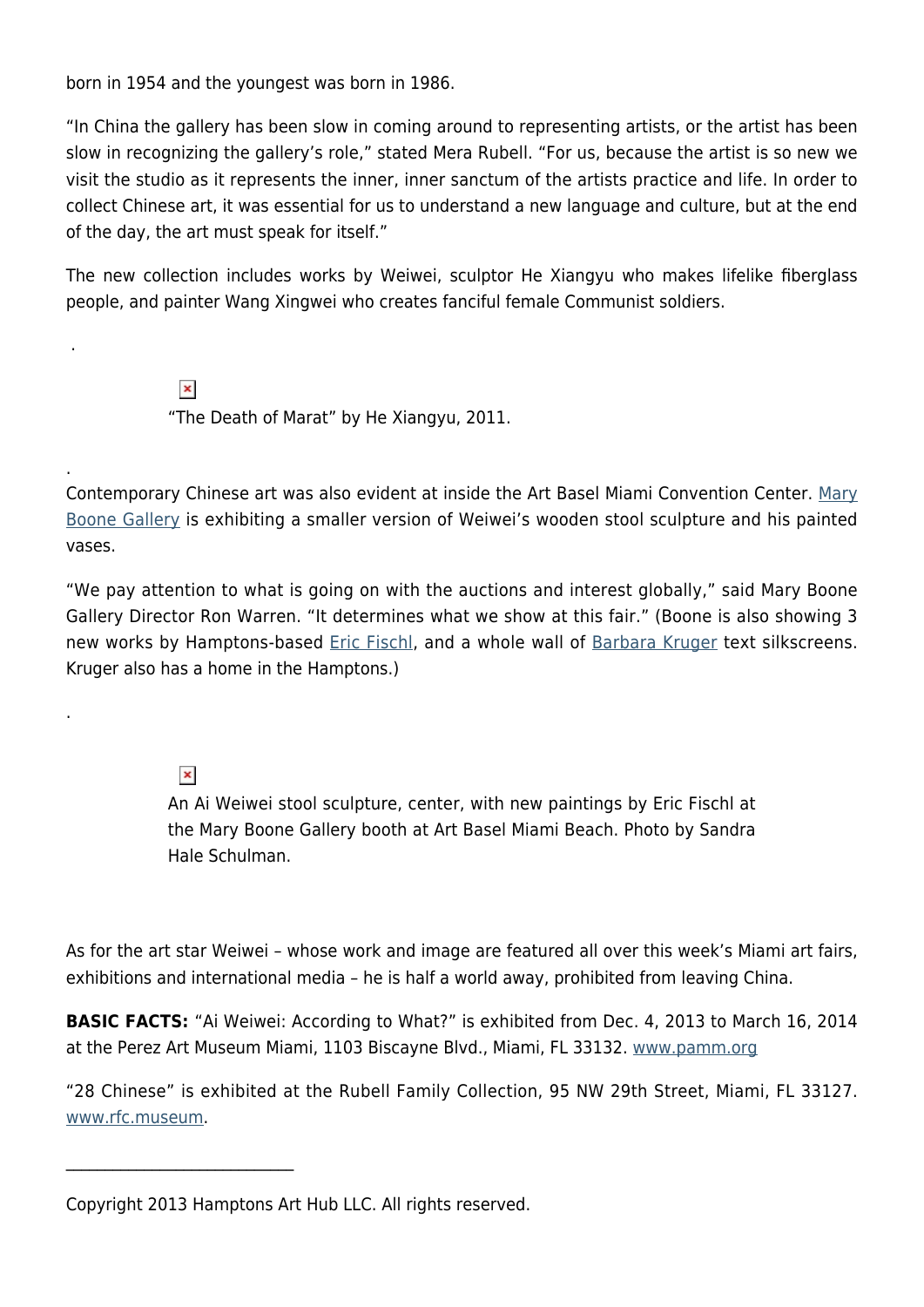born in 1954 and the youngest was born in 1986.

"In China the gallery has been slow in coming around to representing artists, or the artist has been slow in recognizing the gallery's role," stated Mera Rubell. "For us, because the artist is so new we visit the studio as it represents the inner, inner sanctum of the artists practice and life. In order to collect Chinese art, it was essential for us to understand a new language and culture, but at the end of the day, the art must speak for itself."

The new collection includes works by Weiwei, sculptor He Xiangyu who makes lifelike fiberglass people, and painter Wang Xingwei who creates fanciful female Communist soldiers.

.

"The Death of Marat" by He Xiangyu, 2011.

.

Contemporary Chinese art was also evident at inside the Art Basel Miami Convention Center. Mary Boone Gallery is exhibiting a smaller version of Weiwei's wooden stool sculpture and his painted vases.

"We pay attention to what is going on with the auctions and interest globally," said Mary Boone Gallery Director Ron Warren. "It determines what we show at this fair." (Boone is also showing 3 new works by Hamptons-based Eric Fischl, and a whole wall of Barbara Kruger text silkscreens. Kruger also has a home in the Hamptons.)

.

An Ai Weiwei stool sculpture, center, with new paintings by Eric Fischl at the Mary Boone Gallery booth at Art Basel Miami Beach. Photo by Sandra Hale Schulman.

As for the art star Weiwei – whose work and image are featured all over this week's Miami art fairs, exhibitions and international media – he is half a world away, prohibited from leaving China.

**BASIC FACTS:** "Ai Weiwei: According to What?" is exhibited from Dec. 4, 2013 to March 16, 2014 at the Perez Art Museum Miami, 1103 Biscayne Blvd., Miami, FL 33132. www.pamm.org

"28 Chinese" is exhibited at the Rubell Family Collection, 95 NW 29th Street, Miami, FL 33127. www.rfc.museum.

---

Copyright 2013 Hamptons Art Hub LLC. All rights reserved.